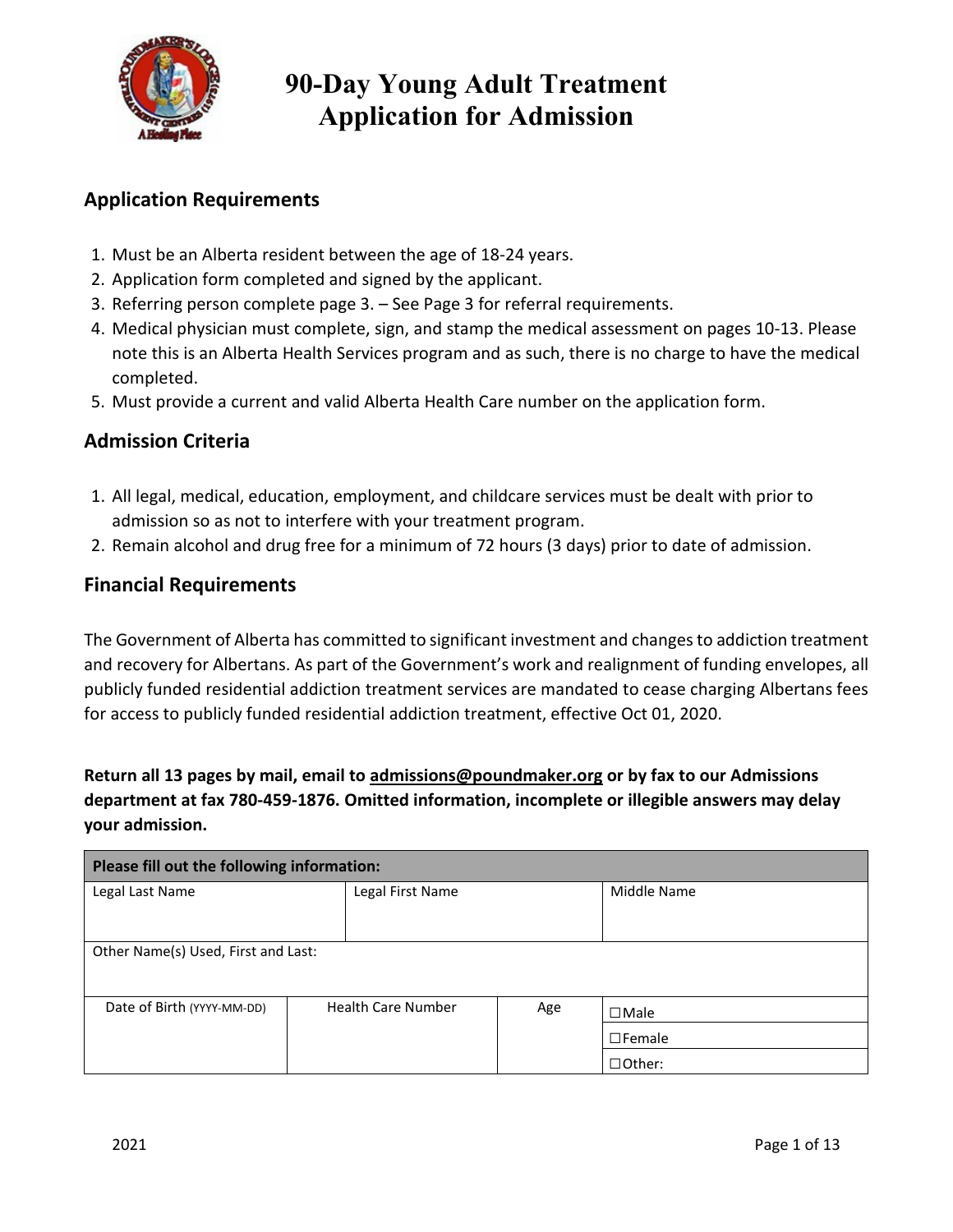# 90-Day Young Adult Treatment Application for Admission

## Application Requirements

1. Must be an Alberta resident between the age of 18-24 years.
2. Application form completed and signed by the applicant.
3. Referring person complete page 3. – See Page 3 for referral requirements.
4. Medical physician must complete, sign, and stamp the medical assessment on pages 10-13. Please note this is an Alberta Health Services program and as such, there is no charge to have the medical completed.
5. Must provide a current and valid Alberta Health Care number on the application form.

## Admission Criteria

1. All legal, medical, education, employment, and childcare services must be dealt with prior to admission so as not to interfere with your treatment program.
2. Remain alcohol and drug free for a minimum of 72 hours (3 days) prior to date of admission.

## Financial Requirements

The Government of Alberta has committed to significant investment and changes to addiction treatment and recovery for Albertans. As part of the Government's work and realignment of funding envelopes, all publicly funded residential addiction treatment services are mandated to cease charging Albertans fees for access to publicly funded residential addiction treatment, effective Oct 01, 2020.

**Return all 13 pages by mail, email to admissions@poundmaker.org or by fax to our Admissions department at fax 780-459-1876. Omitted information, incomplete or illegible answers may delay your admission.**

| Please fill out the following information: | | | |
|---|---|---|---|
| Legal Last Name | Legal First Name | | Middle Name |
| Other Name(s) Used, First and Last: | | | |
| Date of Birth (YYYY-MM-DD) | Health Care Number | Age | ☐Male<br>☐Female<br>☐Other: |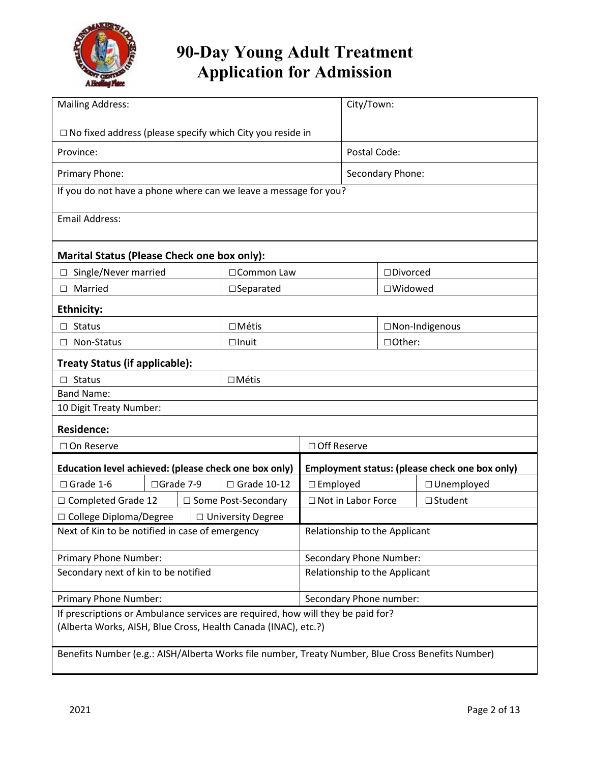# 90-Day Young Adult Treatment Application for Admission

| | |
|---|---|
| Mailing Address:<br><br>☐ No fixed address (please specify which City you reside in | City/Town: |
| Province: | Postal Code: |
| Primary Phone: | Secondary Phone: |
| If you do not have a phone where can we leave a message for you? | |
| Email Address: | |

**Marital Status (Please Check one box only):**

| | | |
|---|---|---|
| ☐ Single/Never married | ☐ Common Law | ☐ Divorced |
| ☐ Married | ☐ Separated | ☐ Widowed |

**Ethnicity:**

| | | |
|---|---|---|
| ☐ Status | ☐ Métis | ☐ Non-Indigenous |
| ☐ Non-Status | ☐ Inuit | ☐ Other: |

**Treaty Status (if applicable):**

| | |
|---|---|
| ☐ Status | ☐ Métis |
| Band Name: | |
| 10 Digit Treaty Number: | |

**Residence:**

| | |
|---|---|
| ☐ On Reserve | ☐ Off Reserve |

| **Education level achieved: (please check one box only)** | | | **Employment status: (please check one box only)** | |
|---|---|---|---|---|
| ☐ Grade 1-6 | ☐ Grade 7-9 | ☐ Grade 10-12 | ☐ Employed | ☐ Unemployed |
| ☐ Completed Grade 12 | ☐ Some Post-Secondary | | ☐ Not in Labor Force | ☐ Student |
| ☐ College Diploma/Degree | ☐ University Degree | | | |

| | |
|---|---|
| Next of Kin to be notified in case of emergency | Relationship to the Applicant |
| Primary Phone Number: | Secondary Phone Number: |
| Secondary next of kin to be notified | Relationship to the Applicant |
| Primary Phone Number: | Secondary Phone number: |
| If prescriptions or Ambulance services are required, how will they be paid for?<br>(Alberta Works, AISH, Blue Cross, Health Canada (INAC), etc.?) | |
| Benefits Number (e.g.: AISH/Alberta Works file number, Treaty Number, Blue Cross Benefits Number) | |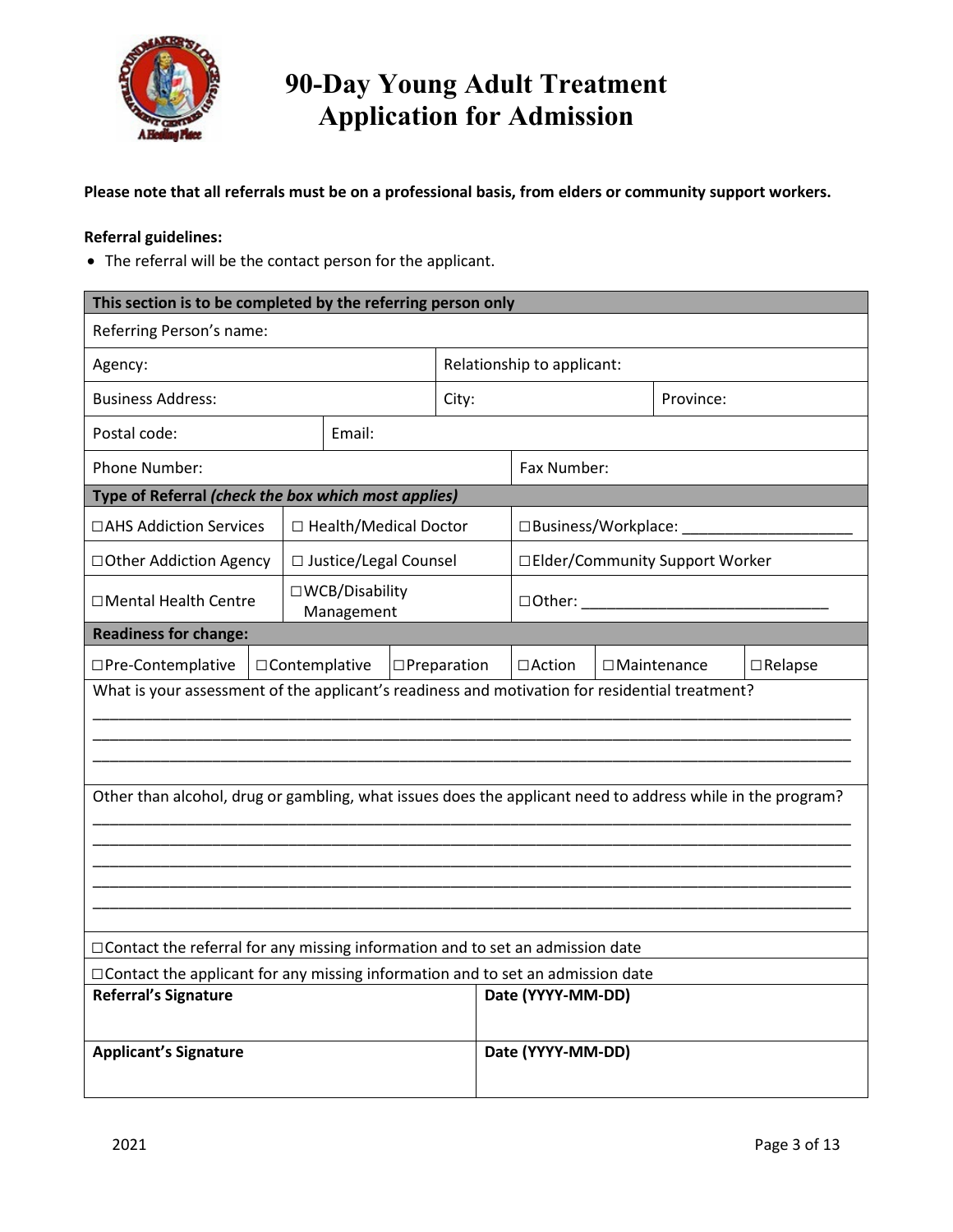# 90-Day Young Adult Treatment Application for Admission

**Please note that all referrals must be on a professional basis, from elders or community support workers.**

**Referral guidelines:**

- The referral will be the contact person for the applicant.

| **This section is to be completed by the referring person only** | | |
|---|---|---|
| Referring Person's name: | | |
| Agency: | Relationship to applicant: | |
| Business Address: | City: | Province: |
| Postal code: | Email: | |
| Phone Number: | Fax Number: | |

| **Type of Referral** ***(check the box which most applies)*** | | |
|---|---|---|
| ☐AHS Addiction Services | ☐ Health/Medical Doctor | ☐Business/Workplace: ____________________ |
| ☐Other Addiction Agency | ☐ Justice/Legal Counsel | ☐Elder/Community Support Worker |
| ☐Mental Health Centre | ☐WCB/Disability Management | ☐Other: _____________________________ |

| **Readiness for change:** | | | | | |
|---|---|---|---|---|---|
| ☐Pre-Contemplative | ☐Contemplative | ☐Preparation | ☐Action | ☐Maintenance | ☐Relapse |

What is your assessment of the applicant's readiness and motivation for residential treatment?

______________________________________________________________________________
______________________________________________________________________________
______________________________________________________________________________

Other than alcohol, drug or gambling, what issues does the applicant need to address while in the program?

______________________________________________________________________________
______________________________________________________________________________
______________________________________________________________________________
______________________________________________________________________________
______________________________________________________________________________

☐Contact the referral for any missing information and to set an admission date

☐Contact the applicant for any missing information and to set an admission date

| | |
|---|---|
| **Referral's Signature** | **Date (YYYY-MM-DD)** |
| **Applicant's Signature** | **Date (YYYY-MM-DD)** |

2021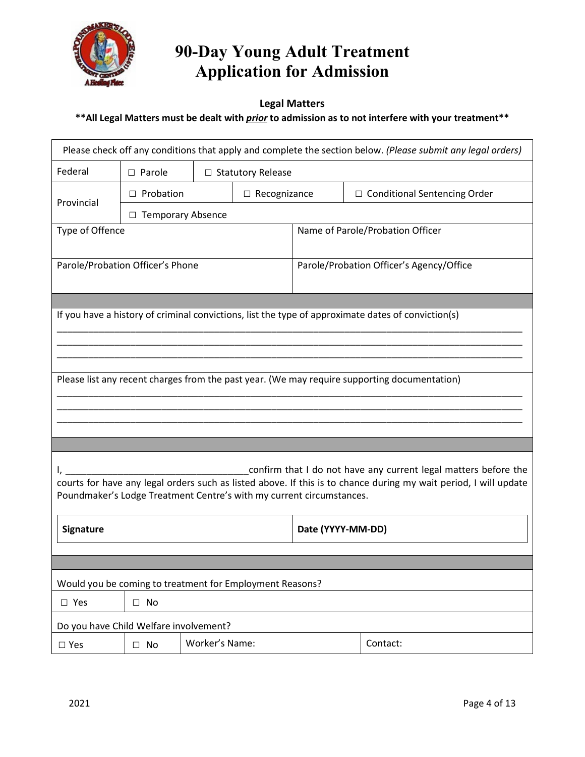# 90-Day Young Adult Treatment
# Application for Admission

**Legal Matters**

**\*\*All Legal Matters must be dealt with *prior* to admission as to not interfere with your treatment\*\***

Please check off any conditions that apply and complete the section below. *(Please submit any legal orders)*

| | | | |
|---|---|---|---|
| Federal | ☐ Parole | ☐ Statutory Release | |
| Provincial | ☐ Probation | ☐ Recognizance | ☐ Conditional Sentencing Order |
| | ☐ Temporary Absence | | |

| | |
|---|---|
| Type of Offence | Name of Parole/Probation Officer |
| Parole/Probation Officer's Phone | Parole/Probation Officer's Agency/Office |

If you have a history of criminal convictions, list the type of approximate dates of conviction(s)

___________________________________________________________________________

___________________________________________________________________________

___________________________________________________________________________

Please list any recent charges from the past year. (We may require supporting documentation)

___________________________________________________________________________

___________________________________________________________________________

___________________________________________________________________________

I, ___________________________________confirm that I do not have any current legal matters before the courts for have any legal orders such as listed above. If this is to chance during my wait period, I will update Poundmaker's Lodge Treatment Centre's with my current circumstances.

| | |
|---|---|
| **Signature** | **Date (YYYY-MM-DD)** |

Would you be coming to treatment for Employment Reasons?

| | |
|---|---|
| ☐ Yes | ☐ No |

Do you have Child Welfare involvement?

| | | | |
|---|---|---|---|
| ☐ Yes | ☐ No | Worker's Name: | Contact: |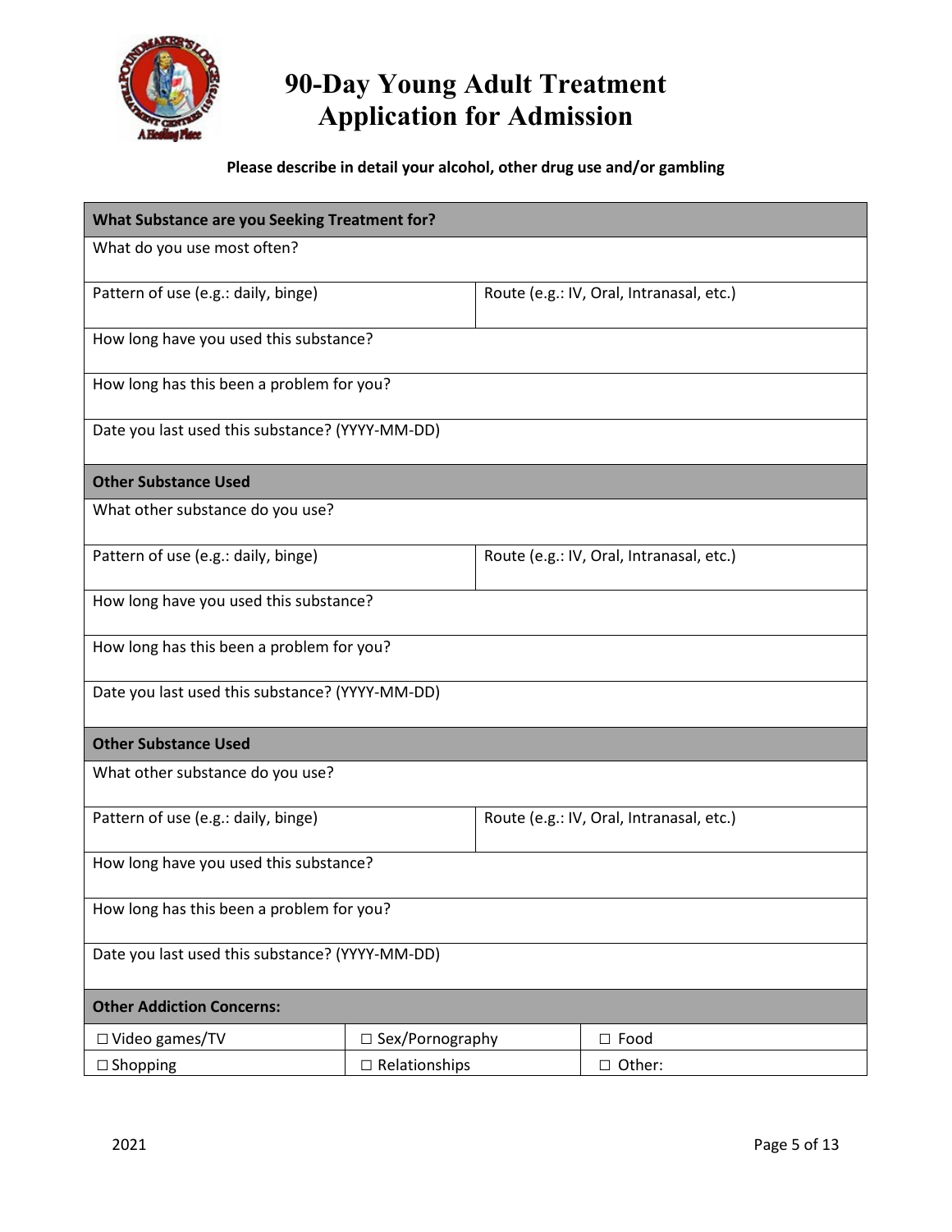# 90-Day Young Adult Treatment Application for Admission

**Please describe in detail your alcohol, other drug use and/or gambling**

| **What Substance are you Seeking Treatment for?** | |
|---|---|
| What do you use most often? | |
| Pattern of use (e.g.: daily, binge) | Route (e.g.: IV, Oral, Intranasal, etc.) |
| How long have you used this substance? | |
| How long has this been a problem for you? | |
| Date you last used this substance? (YYYY-MM-DD) | |

| **Other Substance Used** | |
|---|---|
| What other substance do you use? | |
| Pattern of use (e.g.: daily, binge) | Route (e.g.: IV, Oral, Intranasal, etc.) |
| How long have you used this substance? | |
| How long has this been a problem for you? | |
| Date you last used this substance? (YYYY-MM-DD) | |

| **Other Substance Used** | |
|---|---|
| What other substance do you use? | |
| Pattern of use (e.g.: daily, binge) | Route (e.g.: IV, Oral, Intranasal, etc.) |
| How long have you used this substance? | |
| How long has this been a problem for you? | |
| Date you last used this substance? (YYYY-MM-DD) | |

| **Other Addiction Concerns:** | | |
|---|---|---|
| ☐ Video games/TV | ☐ Sex/Pornography | ☐ Food |
| ☐ Shopping | ☐ Relationships | ☐ Other: |

2021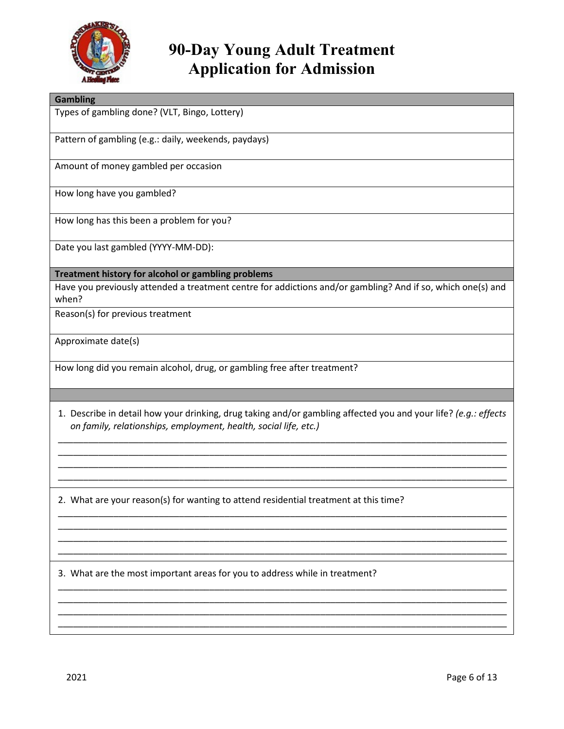# 90-Day Young Adult Treatment Application for Admission

| Gambling |
|---|
| Types of gambling done? (VLT, Bingo, Lottery) |
| Pattern of gambling (e.g.: daily, weekends, paydays) |
| Amount of money gambled per occasion |
| How long have you gambled? |
| How long has this been a problem for you? |
| Date you last gambled (YYYY-MM-DD): |

| Treatment history for alcohol or gambling problems |
|---|
| Have you previously attended a treatment centre for addictions and/or gambling? And if so, which one(s) and when? |
| Reason(s) for previous treatment |
| Approximate date(s) |
| How long did you remain alcohol, drug, or gambling free after treatment? |

1. Describe in detail how your drinking, drug taking and/or gambling affected you and your life? *(e.g.: effects on family, relationships, employment, health, social life, etc.)*

______________________________________________________________________________________
______________________________________________________________________________________
______________________________________________________________________________________
______________________________________________________________________________________

2. What are your reason(s) for wanting to attend residential treatment at this time?

______________________________________________________________________________________
______________________________________________________________________________________
______________________________________________________________________________________
______________________________________________________________________________________

3. What are the most important areas for you to address while in treatment?

______________________________________________________________________________________
______________________________________________________________________________________
______________________________________________________________________________________
______________________________________________________________________________________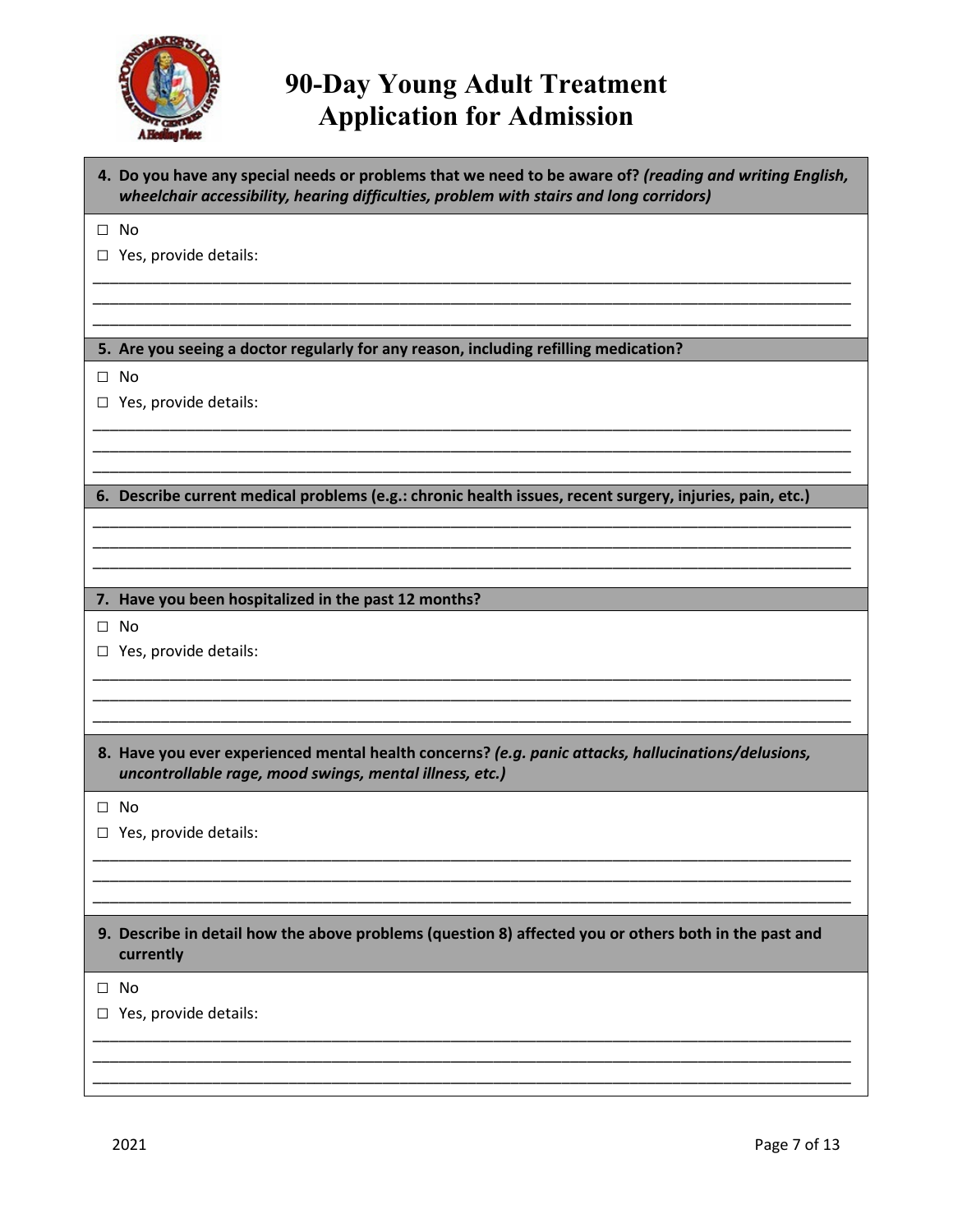# 90-Day Young Adult Treatment Application for Admission

**4. Do you have any special needs or problems that we need to be aware of?** ***(reading and writing English, wheelchair accessibility, hearing difficulties, problem with stairs and long corridors)***

☐ No

☐ Yes, provide details:

______________________________________________________________________________________

______________________________________________________________________________________

______________________________________________________________________________________

**5. Are you seeing a doctor regularly for any reason, including refilling medication?**

☐ No

☐ Yes, provide details:

______________________________________________________________________________________

______________________________________________________________________________________

______________________________________________________________________________________

**6. Describe current medical problems (e.g.: chronic health issues, recent surgery, injuries, pain, etc.)**

______________________________________________________________________________________

______________________________________________________________________________________

______________________________________________________________________________________

**7. Have you been hospitalized in the past 12 months?**

☐ No

☐ Yes, provide details:

______________________________________________________________________________________

______________________________________________________________________________________

______________________________________________________________________________________

**8. Have you ever experienced mental health concerns?** ***(e.g. panic attacks, hallucinations/delusions, uncontrollable rage, mood swings, mental illness, etc.)***

☐ No

☐ Yes, provide details:

______________________________________________________________________________________

______________________________________________________________________________________

______________________________________________________________________________________

**9. Describe in detail how the above problems (question 8) affected you or others both in the past and currently**

☐ No

☐ Yes, provide details:

______________________________________________________________________________________

______________________________________________________________________________________

______________________________________________________________________________________

2021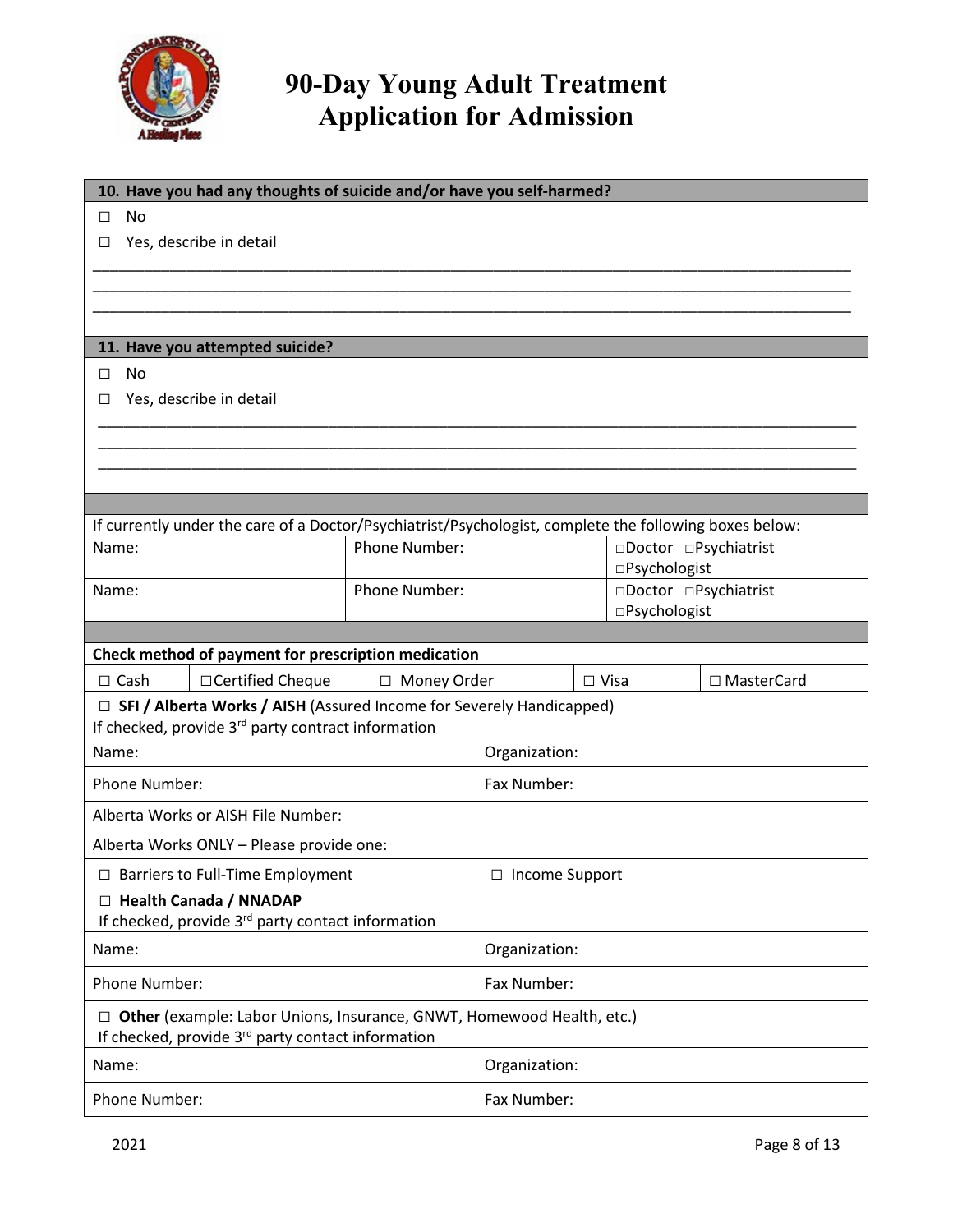# 90-Day Young Adult Treatment Application for Admission

**10. Have you had any thoughts of suicide and/or have you self-harmed?**

☐ No

☐ Yes, describe in detail

________________________________________________________________________________________
________________________________________________________________________________________
________________________________________________________________________________________

**11. Have you attempted suicide?**

☐ No

☐ Yes, describe in detail

________________________________________________________________________________________
________________________________________________________________________________________
________________________________________________________________________________________

If currently under the care of a Doctor/Psychiatrist/Psychologist, complete the following boxes below:

| | | |
|---|---|---|
| Name: | Phone Number: | □Doctor □Psychiatrist □Psychologist |
| Name: | Phone Number: | □Doctor □Psychiatrist □Psychologist |

**Check method of payment for prescription medication**

| | | | | |
|---|---|---|---|---|
| ☐ Cash | ☐Certified Cheque | ☐ Money Order | ☐ Visa | ☐ MasterCard |

☐ **SFI / Alberta Works / AISH** (Assured Income for Severely Handicapped)
If checked, provide 3rd party contract information

| | |
|---|---|
| Name: | Organization: |
| Phone Number: | Fax Number: |
| Alberta Works or AISH File Number: | |
| Alberta Works ONLY – Please provide one: | |
| ☐ Barriers to Full-Time Employment | ☐ Income Support |

☐ **Health Canada / NNADAP**
If checked, provide 3rd party contact information

| | |
|---|---|
| Name: | Organization: |
| Phone Number: | Fax Number: |

☐ **Other** (example: Labor Unions, Insurance, GNWT, Homewood Health, etc.)
If checked, provide 3rd party contact information

| | |
|---|---|
| Name: | Organization: |
| Phone Number: | Fax Number: |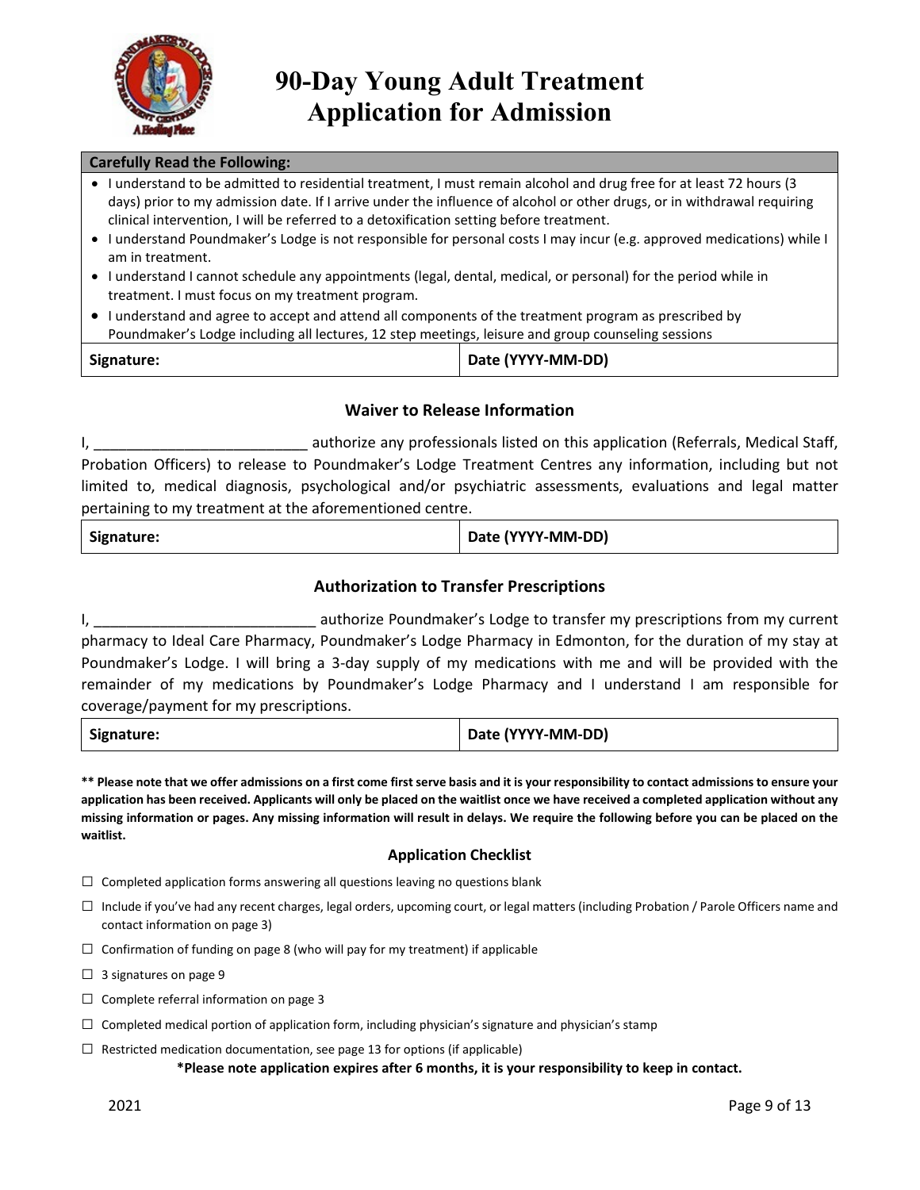# 90-Day Young Adult Treatment Application for Admission

| Carefully Read the Following: | |
|---|---|
| • I understand to be admitted to residential treatment, I must remain alcohol and drug free for at least 72 hours (3 days) prior to my admission date. If I arrive under the influence of alcohol or other drugs, or in withdrawal requiring clinical intervention, I will be referred to a detoxification setting before treatment.<br>• I understand Poundmaker's Lodge is not responsible for personal costs I may incur (e.g. approved medications) while I am in treatment.<br>• I understand I cannot schedule any appointments (legal, dental, medical, or personal) for the period while in treatment. I must focus on my treatment program.<br>• I understand and agree to accept and attend all components of the treatment program as prescribed by Poundmaker's Lodge including all lectures, 12 step meetings, leisure and group counseling sessions | |
| **Signature:** | **Date (YYYY-MM-DD)** |

## Waiver to Release Information

I, _________________________ authorize any professionals listed on this application (Referrals, Medical Staff, Probation Officers) to release to Poundmaker's Lodge Treatment Centres any information, including but not limited to, medical diagnosis, psychological and/or psychiatric assessments, evaluations and legal matter pertaining to my treatment at the aforementioned centre.

| | |
|---|---|
| **Signature:** | **Date (YYYY-MM-DD)** |

## Authorization to Transfer Prescriptions

I, __________________________ authorize Poundmaker's Lodge to transfer my prescriptions from my current pharmacy to Ideal Care Pharmacy, Poundmaker's Lodge Pharmacy in Edmonton, for the duration of my stay at Poundmaker's Lodge. I will bring a 3-day supply of my medications with me and will be provided with the remainder of my medications by Poundmaker's Lodge Pharmacy and I understand I am responsible for coverage/payment for my prescriptions.

| | |
|---|---|
| **Signature:** | **Date (YYYY-MM-DD)** |

**** Please note that we offer admissions on a first come first serve basis and it is your responsibility to contact admissions to ensure your application has been received. Applicants will only be placed on the waitlist once we have received a completed application without any missing information or pages. Any missing information will result in delays. We require the following before you can be placed on the waitlist.**

### Application Checklist

- ☐ Completed application forms answering all questions leaving no questions blank
- ☐ Include if you've had any recent charges, legal orders, upcoming court, or legal matters (including Probation / Parole Officers name and contact information on page 3)
- ☐ Confirmation of funding on page 8 (who will pay for my treatment) if applicable
- ☐ 3 signatures on page 9
- ☐ Complete referral information on page 3
- ☐ Completed medical portion of application form, including physician's signature and physician's stamp
- ☐ Restricted medication documentation, see page 13 for options (if applicable)

***Please note application expires after 6 months, it is your responsibility to keep in contact.**

2021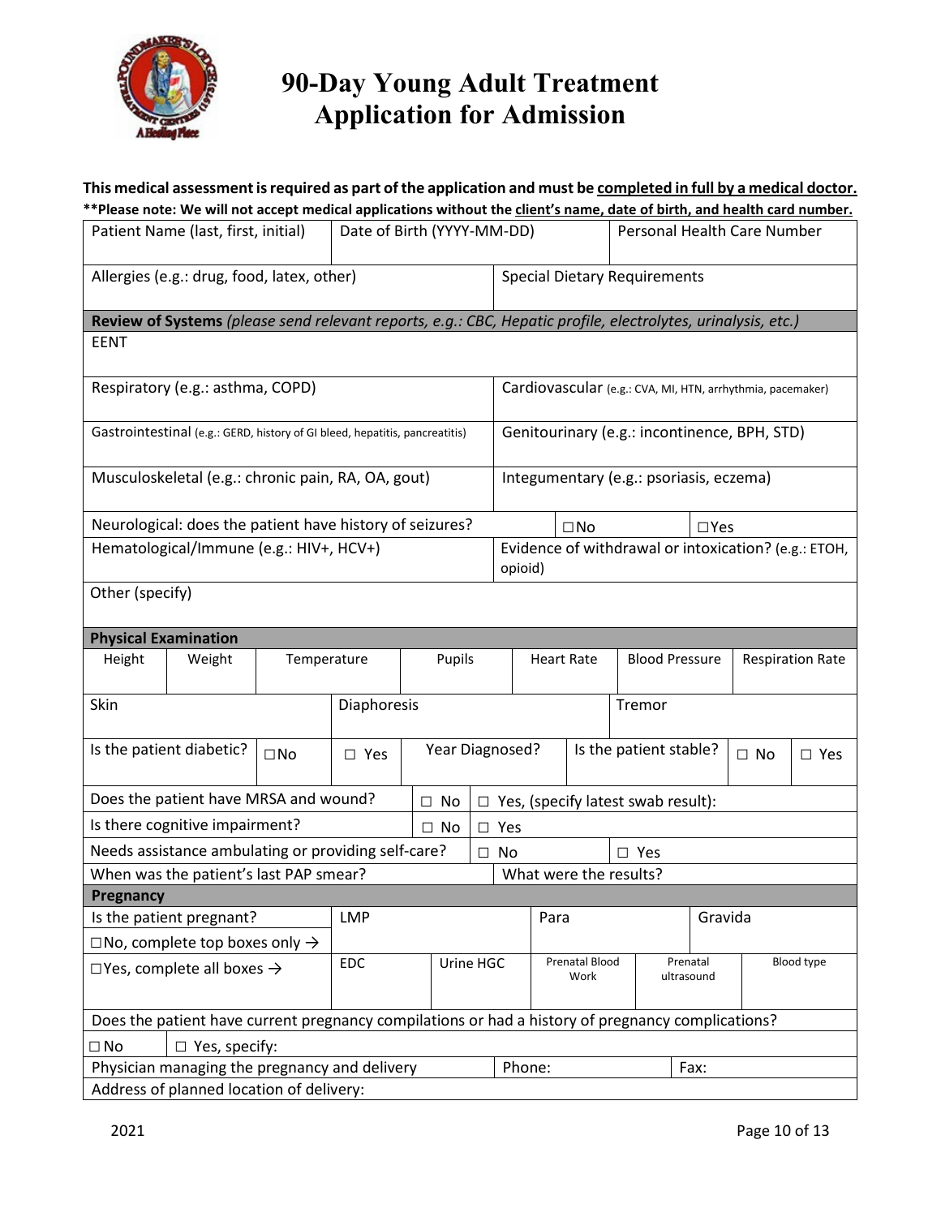# 90-Day Young Adult Treatment Application for Admission

**This medical assessment is required as part of the application and must be <u>completed in full by a medical doctor.</u>**

**\*\*Please note: We will not accept medical applications without the <u>client's name, date of birth, and health card number.</u>**

| Patient Name (last, first, initial) | Date of Birth (YYYY-MM-DD) | Personal Health Care Number |
|---|---|---|
| | | |

| Allergies (e.g.: drug, food, latex, other) | Special Dietary Requirements |
|---|---|
| | |

**Review of Systems** *(please send relevant reports, e.g.: CBC, Hepatic profile, electrolytes, urinalysis, etc.)*

| | |
|---|---|
| EENT | |
| Respiratory (e.g.: asthma, COPD) | Cardiovascular (e.g.: CVA, MI, HTN, arrhythmia, pacemaker) |
| Gastrointestinal (e.g.: GERD, history of GI bleed, hepatitis, pancreatitis) | Genitourinary (e.g.: incontinence, BPH, STD) |
| Musculoskeletal (e.g.: chronic pain, RA, OA, gout) | Integumentary (e.g.: psoriasis, eczema) |
| Neurological: does the patient have history of seizures? ☐No ☐Yes | |
| Hematological/Immune (e.g.: HIV+, HCV+) | Evidence of withdrawal or intoxication? (e.g.: ETOH, opioid) |
| Other (specify) | |

**Physical Examination**

| Height | Weight | Temperature | Pupils | Heart Rate | Blood Pressure | Respiration Rate |
|---|---|---|---|---|---|---|
| | | | | | | |

| Skin | Diaphoresis | Tremor |
|---|---|---|
| | | |

| | | | | | | |
|---|---|---|---|---|---|---|
| Is the patient diabetic? | ☐No | ☐ Yes | Year Diagnosed? | Is the patient stable? | ☐ No | ☐ Yes |
| Does the patient have MRSA and wound? | ☐ No | ☐ Yes, (specify latest swab result): | | | | |
| Is there cognitive impairment? | ☐ No | ☐ Yes | | | | |
| Needs assistance ambulating or providing self-care? | ☐ No | ☐ Yes | | | | |
| When was the patient's last PAP smear? | What were the results? | | | | | |

**Pregnancy**

| | | | | | |
|---|---|---|---|---|---|
| Is the patient pregnant? | LMP | | Para | | Gravida |
| ☐No, complete top boxes only → | | | | | |
| ☐Yes, complete all boxes → | EDC | Urine HGC | Prenatal Blood Work | Prenatal ultrasound | Blood type |

Does the patient have current pregnancy compilations or had a history of pregnancy complications?

☐ No ☐ Yes, specify:

| Physician managing the pregnancy and delivery | Phone: | Fax: |
|---|---|---|

Address of planned location of delivery: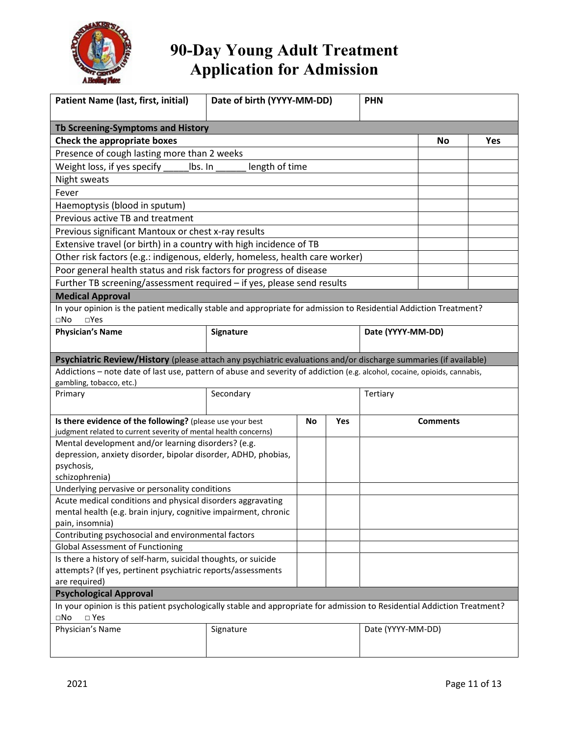# 90-Day Young Adult Treatment Application for Admission

| Patient Name (last, first, initial) | Date of birth (YYYY-MM-DD) | PHN |
|---|---|---|
| | | |

**Tb Screening-Symptoms and History**

| Check the appropriate boxes | No | Yes |
|---|---|---|
| Presence of cough lasting more than 2 weeks | | |
| Weight loss, if yes specify _____lbs. In ______ length of time | | |
| Night sweats | | |
| Fever | | |
| Haemoptysis (blood in sputum) | | |
| Previous active TB and treatment | | |
| Previous significant Mantoux or chest x-ray results | | |
| Extensive travel (or birth) in a country with high incidence of TB | | |
| Other risk factors (e.g.: indigenous, elderly, homeless, health care worker) | | |
| Poor general health status and risk factors for progress of disease | | |
| Further TB screening/assessment required – if yes, please send results | | |

**Medical Approval**

In your opinion is the patient medically stable and appropriate for admission to Residential Addiction Treatment?
□No □Yes

| Physician's Name | Signature | Date (YYYY-MM-DD) |
|---|---|---|
| | | |

**Psychiatric Review/History** (please attach any psychiatric evaluations and/or discharge summaries (if available)

Addictions – note date of last use, pattern of abuse and severity of addiction (e.g. alcohol, cocaine, opioids, cannabis, gambling, tobacco, etc.)

| Primary | Secondary | Tertiary |
|---|---|---|
| | | |

| **Is there evidence of the following?** (please use your best judgment related to current severity of mental health concerns) | No | Yes | Comments |
|---|---|---|---|
| Mental development and/or learning disorders? (e.g. depression, anxiety disorder, bipolar disorder, ADHD, phobias, psychosis, schizophrenia) | | | |
| Underlying pervasive or personality conditions | | | |
| Acute medical conditions and physical disorders aggravating mental health (e.g. brain injury, cognitive impairment, chronic pain, insomnia) | | | |
| Contributing psychosocial and environmental factors | | | |
| Global Assessment of Functioning | | | |
| Is there a history of self-harm, suicidal thoughts, or suicide attempts? (If yes, pertinent psychiatric reports/assessments are required) | | | |

**Psychological Approval**

In your opinion is this patient psychologically stable and appropriate for admission to Residential Addiction Treatment?
□No □ Yes

| Physician's Name | Signature | Date (YYYY-MM-DD) |
|---|---|---|
| | | |

2021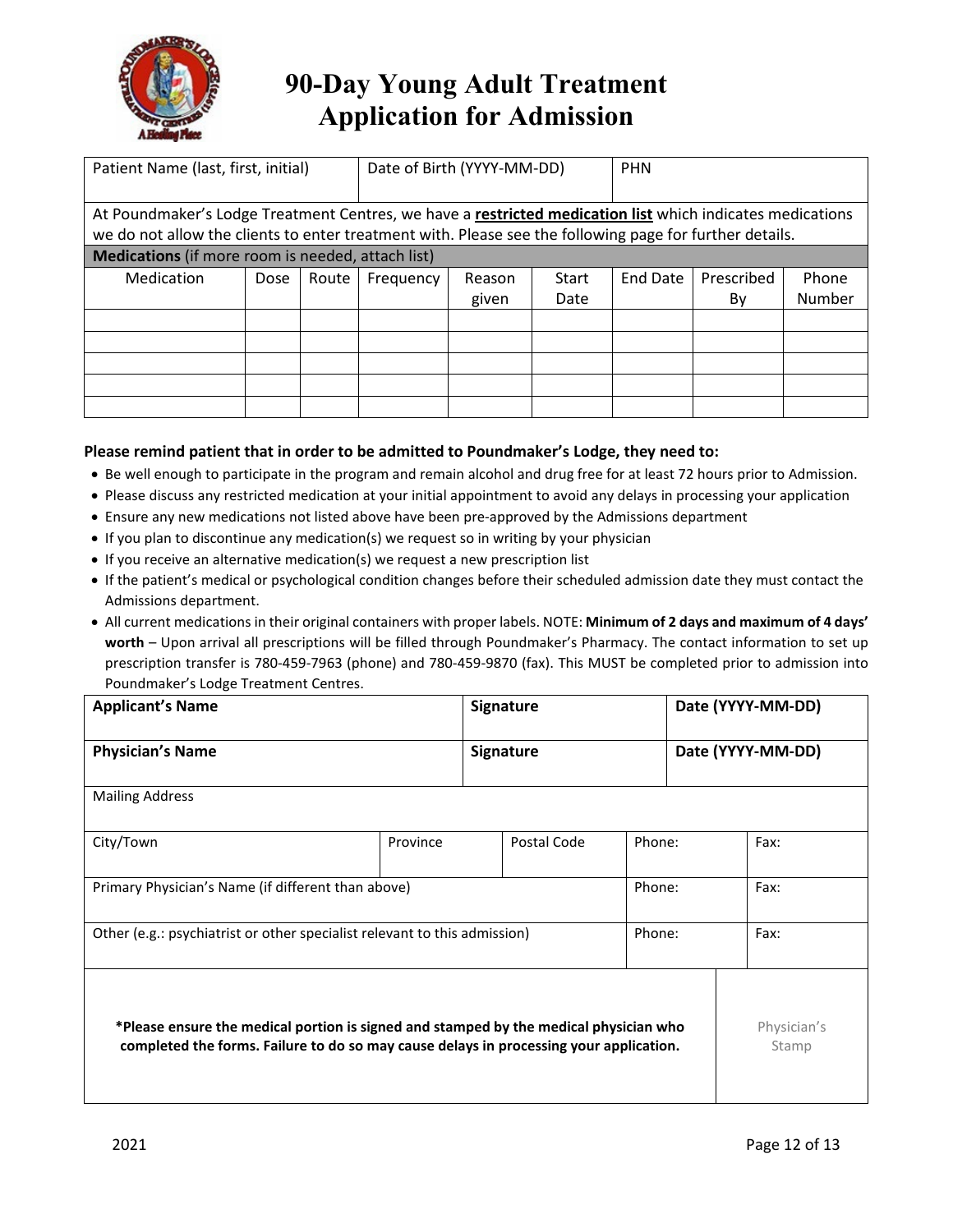# 90-Day Young Adult Treatment Application for Admission

| Patient Name (last, first, initial) | Date of Birth (YYYY-MM-DD) | PHN |
|---|---|---|
| | | |

At Poundmaker's Lodge Treatment Centres, we have a **restricted medication list** which indicates medications we do not allow the clients to enter treatment with. Please see the following page for further details.

**Medications** (if more room is needed, attach list)

| Medication | Dose | Route | Frequency | Reason given | Start Date | End Date | Prescribed By | Phone Number |
|---|---|---|---|---|---|---|---|---|
| | | | | | | | | |
| | | | | | | | | |
| | | | | | | | | |
| | | | | | | | | |
| | | | | | | | | |

**Please remind patient that in order to be admitted to Poundmaker's Lodge, they need to:**

- Be well enough to participate in the program and remain alcohol and drug free for at least 72 hours prior to Admission.
- Please discuss any restricted medication at your initial appointment to avoid any delays in processing your application
- Ensure any new medications not listed above have been pre-approved by the Admissions department
- If you plan to discontinue any medication(s) we request so in writing by your physician
- If you receive an alternative medication(s) we request a new prescription list
- If the patient's medical or psychological condition changes before their scheduled admission date they must contact the Admissions department.
- All current medications in their original containers with proper labels. NOTE: **Minimum of 2 days and maximum of 4 days' worth** – Upon arrival all prescriptions will be filled through Poundmaker's Pharmacy. The contact information to set up prescription transfer is 780-459-7963 (phone) and 780-459-9870 (fax). This MUST be completed prior to admission into Poundmaker's Lodge Treatment Centres.

| **Applicant's Name** | **Signature** | **Date (YYYY-MM-DD)** |
|---|---|---|
| **Physician's Name** | **Signature** | **Date (YYYY-MM-DD)** |

| | | | | |
|---|---|---|---|---|
| Mailing Address | | | | |
| City/Town | Province | Postal Code | Phone: | Fax: |
| Primary Physician's Name (if different than above) | | | Phone: | Fax: |
| Other (e.g.: psychiatrist or other specialist relevant to this admission) | | | Phone: | Fax: |

| | |
|---|---|
| **\*Please ensure the medical portion is signed and stamped by the medical physician who completed the forms. Failure to do so may cause delays in processing your application.** | Physician's Stamp |

2021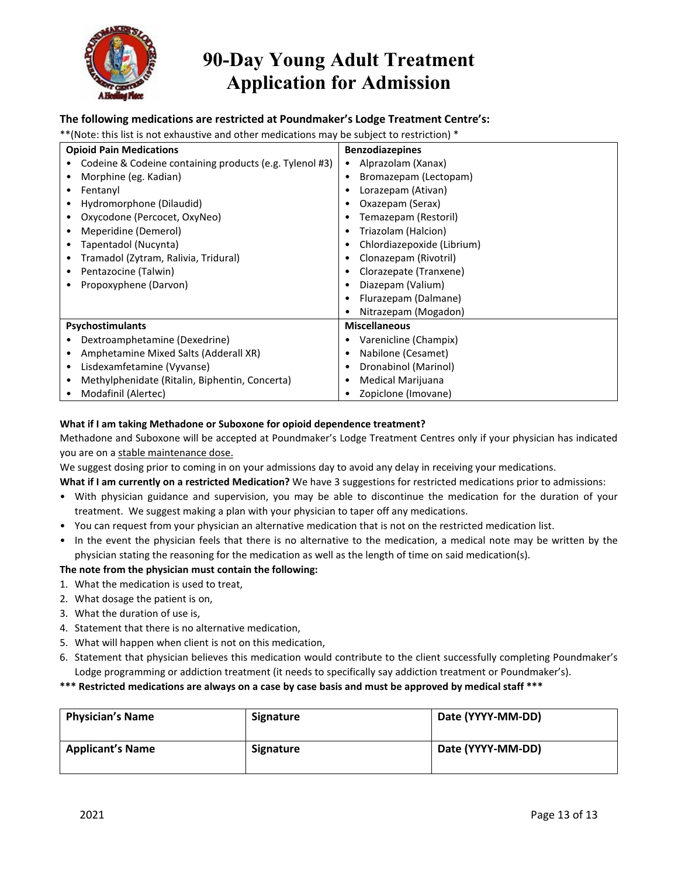# 90-Day Young Adult Treatment Application for Admission

**The following medications are restricted at Poundmaker's Lodge Treatment Centre's:**

**(Note: this list is not exhaustive and other medications may be subject to restriction) *

| **Opioid Pain Medications** | **Benzodiazepines** |
|---|---|
| • Codeine & Codeine containing products (e.g. Tylenol #3)<br>• Morphine (eg. Kadian)<br>• Fentanyl<br>• Hydromorphone (Dilaudid)<br>• Oxycodone (Percocet, OxyNeo)<br>• Meperidine (Demerol)<br>• Tapentadol (Nucynta)<br>• Tramadol (Zytram, Ralivia, Tridural)<br>• Pentazocine (Talwin)<br>• Propoxyphene (Darvon) | • Alprazolam (Xanax)<br>• Bromazepam (Lectopam)<br>• Lorazepam (Ativan)<br>• Oxazepam (Serax)<br>• Temazepam (Restoril)<br>• Triazolam (Halcion)<br>• Chlordiazepoxide (Librium)<br>• Clonazepam (Rivotril)<br>• Clorazepate (Tranxene)<br>• Diazepam (Valium)<br>• Flurazepam (Dalmane)<br>• Nitrazepam (Mogadon) |
| **Psychostimulants** | **Miscellaneous** |
| • Dextroamphetamine (Dexedrine)<br>• Amphetamine Mixed Salts (Adderall XR)<br>• Lisdexamfetamine (Vyvanse)<br>• Methylphenidate (Ritalin, Biphentin, Concerta)<br>• Modafinil (Alertec) | • Varenicline (Champix)<br>• Nabilone (Cesamet)<br>• Dronabinol (Marinol)<br>• Medical Marijuana<br>• Zopiclone (Imovane) |

**What if I am taking Methadone or Suboxone for opioid dependence treatment?**

Methadone and Suboxone will be accepted at Poundmaker's Lodge Treatment Centres only if your physician has indicated you are on a stable maintenance dose.

We suggest dosing prior to coming in on your admissions day to avoid any delay in receiving your medications.

**What if I am currently on a restricted Medication?** We have 3 suggestions for restricted medications prior to admissions:

- With physician guidance and supervision, you may be able to discontinue the medication for the duration of your treatment. We suggest making a plan with your physician to taper off any medications.
- You can request from your physician an alternative medication that is not on the restricted medication list.
- In the event the physician feels that there is no alternative to the medication, a medical note may be written by the physician stating the reasoning for the medication as well as the length of time on said medication(s).

**The note from the physician must contain the following:**

1. What the medication is used to treat,
2. What dosage the patient is on,
3. What the duration of use is,
4. Statement that there is no alternative medication,
5. What will happen when client is not on this medication,
6. Statement that physician believes this medication would contribute to the client successfully completing Poundmaker's Lodge programming or addiction treatment (it needs to specifically say addiction treatment or Poundmaker's).

**\*\*\* Restricted medications are always on a case by case basis and must be approved by medical staff \*\*\***

| **Physician's Name** | **Signature** | **Date (YYYY-MM-DD)** |
|---|---|---|
| **Applicant's Name** | **Signature** | **Date (YYYY-MM-DD)** |

2021